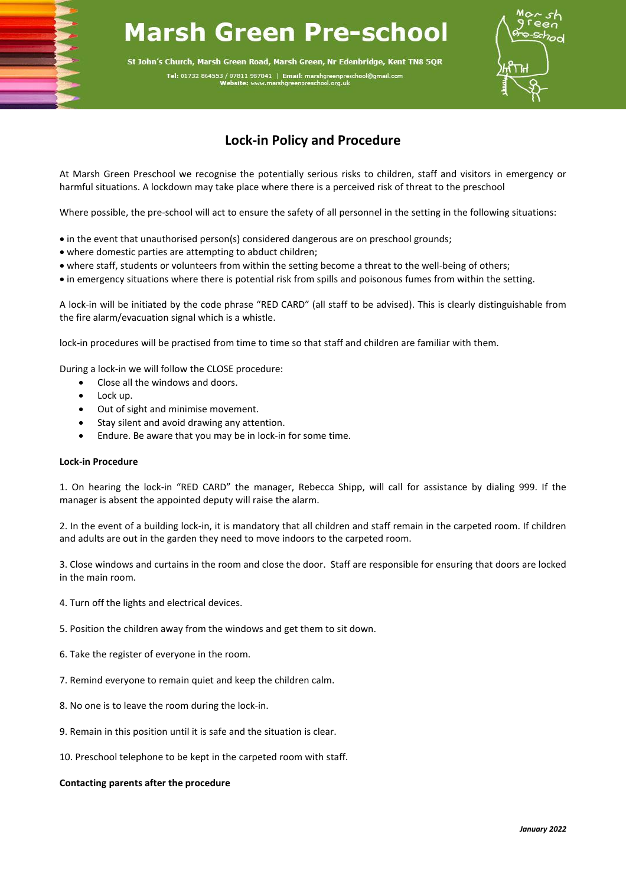# Marsh Green Pre-school

St John's Church, Marsh Green Road, Marsh Green, Nr Edenbridge, Kent TN8 5QR

**Tel:** 01732 864553 / 07811 987041 | **Email:** marshgreenpreschool@gmail.com
**Website:** www.marshgreenpreschool.org.uk

## Lock-in Policy and Procedure

At Marsh Green Preschool we recognise the potentially serious risks to children, staff and visitors in emergency or harmful situations. A lockdown may take place where there is a perceived risk of threat to the preschool

Where possible, the pre-school will act to ensure the safety of all personnel in the setting in the following situations:

- in the event that unauthorised person(s) considered dangerous are on preschool grounds;
- where domestic parties are attempting to abduct children;
- where staff, students or volunteers from within the setting become a threat to the well-being of others;
- in emergency situations where there is potential risk from spills and poisonous fumes from within the setting.

A lock-in will be initiated by the code phrase "RED CARD" (all staff to be advised). This is clearly distinguishable from the fire alarm/evacuation signal which is a whistle.

lock-in procedures will be practised from time to time so that staff and children are familiar with them.

During a lock-in we will follow the CLOSE procedure:

- Close all the windows and doors.
- Lock up.
- Out of sight and minimise movement.
- Stay silent and avoid drawing any attention.
- Endure. Be aware that you may be in lock-in for some time.

**Lock-in Procedure**

1. On hearing the lock-in "RED CARD" the manager, Rebecca Shipp, will call for assistance by dialing 999. If the manager is absent the appointed deputy will raise the alarm.

2. In the event of a building lock-in, it is mandatory that all children and staff remain in the carpeted room. If children and adults are out in the garden they need to move indoors to the carpeted room.

3. Close windows and curtains in the room and close the door. Staff are responsible for ensuring that doors are locked in the main room.

4. Turn off the lights and electrical devices.

5. Position the children away from the windows and get them to sit down.

6. Take the register of everyone in the room.

7. Remind everyone to remain quiet and keep the children calm.

8. No one is to leave the room during the lock-in.

9. Remain in this position until it is safe and the situation is clear.

10. Preschool telephone to be kept in the carpeted room with staff.

**Contacting parents after the procedure**

*January 2022*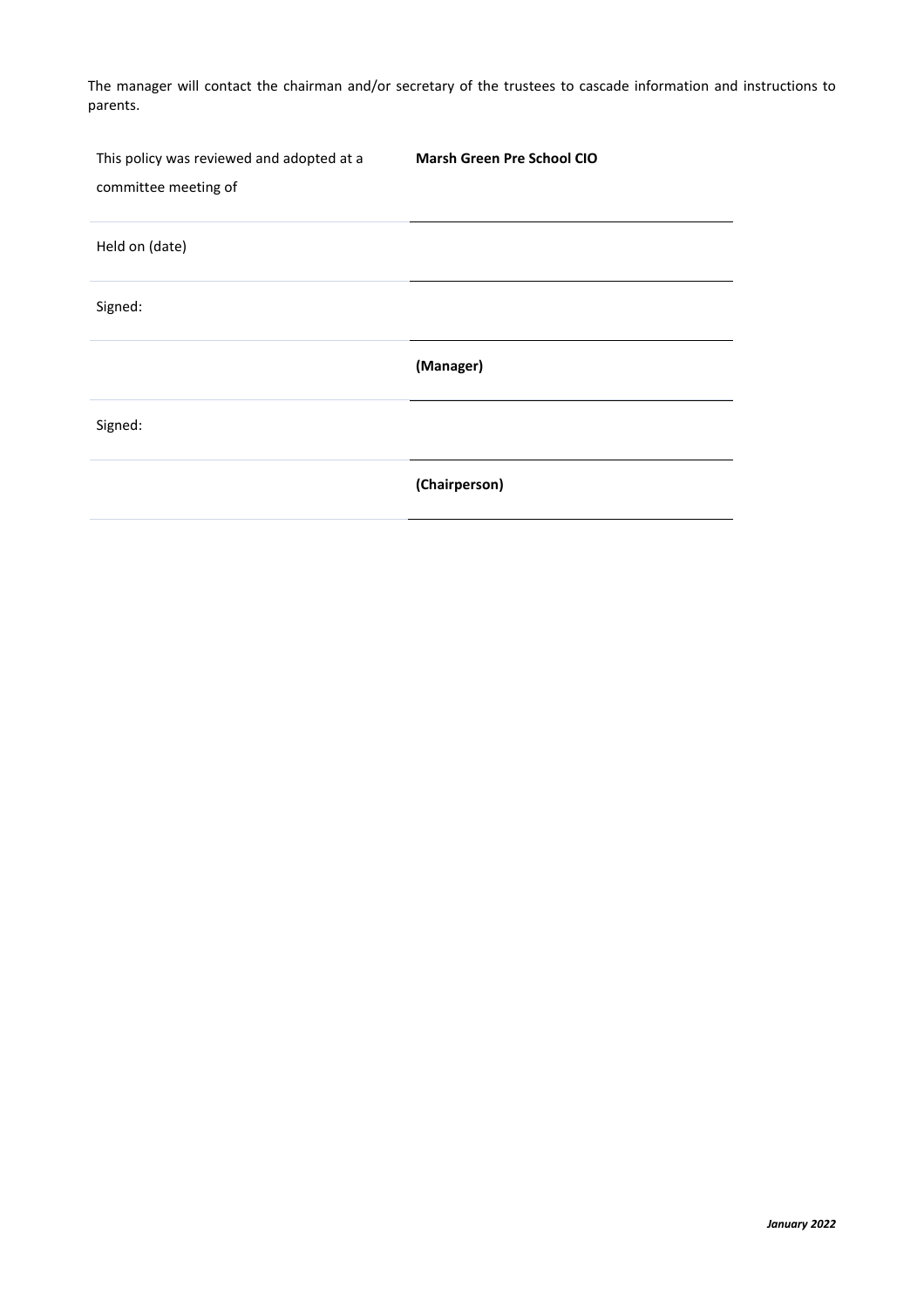The manager will contact the chairman and/or secretary of the trustees to cascade information and instructions to parents.

| | |
|---|---|
| This policy was reviewed and adopted at a committee meeting of | **Marsh Green Pre School CIO** |
| Held on (date) | |
| Signed: | |
| | **(Manager)** |
| Signed: | |
| | **(Chairperson)** |

***January 2022***